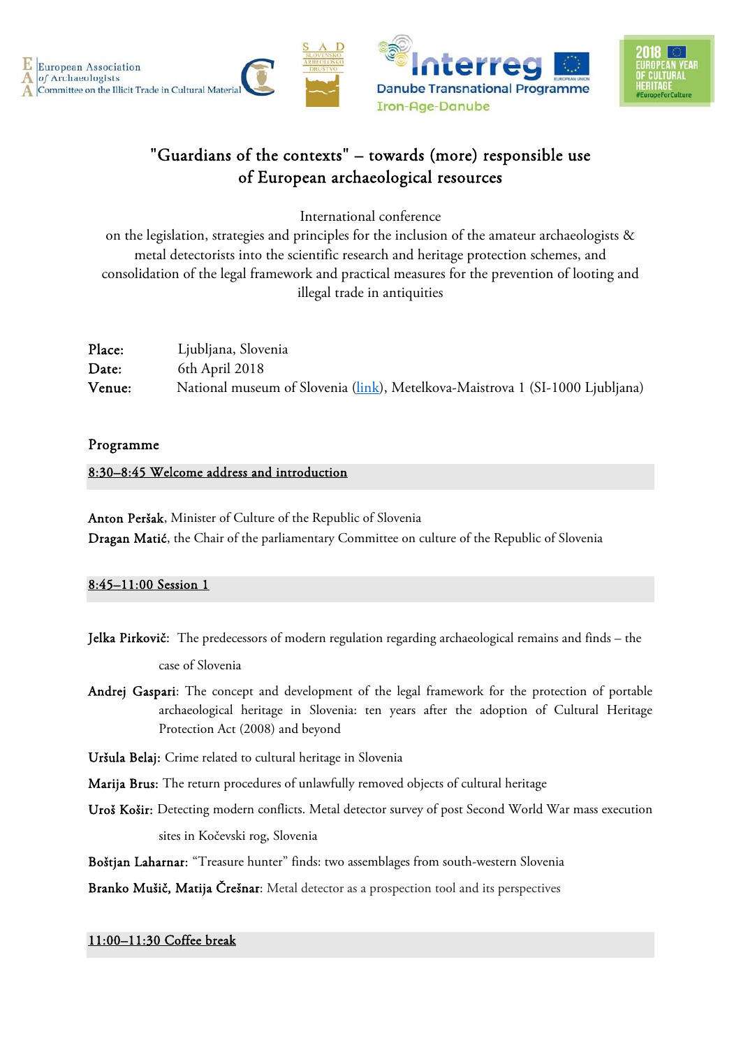# "Guardians of the contexts" – towards (more) responsible use of European archaeological resources

International conference
on the legislation, strategies and principles for the inclusion of the amateur archaeologists & metal detectorists into the scientific research and heritage protection schemes, and consolidation of the legal framework and practical measures for the prevention of looting and illegal trade in antiquities

**Place:** Ljubljana, Slovenia
**Date:** 6th April 2018
**Venue:** National museum of Slovenia (link), Metelkova-Maistrova 1 (SI-1000 Ljubljana)

## Programme

### 8:30–8:45 Welcome address and introduction

**Anton Peršak**, Minister of Culture of the Republic of Slovenia
**Dragan Matić**, the Chair of the parliamentary Committee on culture of the Republic of Slovenia

### 8:45–11:00 Session 1

**Jelka Pirkovič:** The predecessors of modern regulation regarding archaeological remains and finds – the case of Slovenia

**Andrej Gaspari**: The concept and development of the legal framework for the protection of portable archaeological heritage in Slovenia: ten years after the adoption of Cultural Heritage Protection Act (2008) and beyond

**Uršula Belaj:** Crime related to cultural heritage in Slovenia

**Marija Brus:** The return procedures of unlawfully removed objects of cultural heritage

**Uroš Košir:** Detecting modern conflicts. Metal detector survey of post Second World War mass execution sites in Kočevski rog, Slovenia

**Boštjan Laharnar:** "Treasure hunter" finds: two assemblages from south-western Slovenia

**Branko Mušič, Matija Črešnar**: Metal detector as a prospection tool and its perspectives

### 11:00–11:30 Coffee break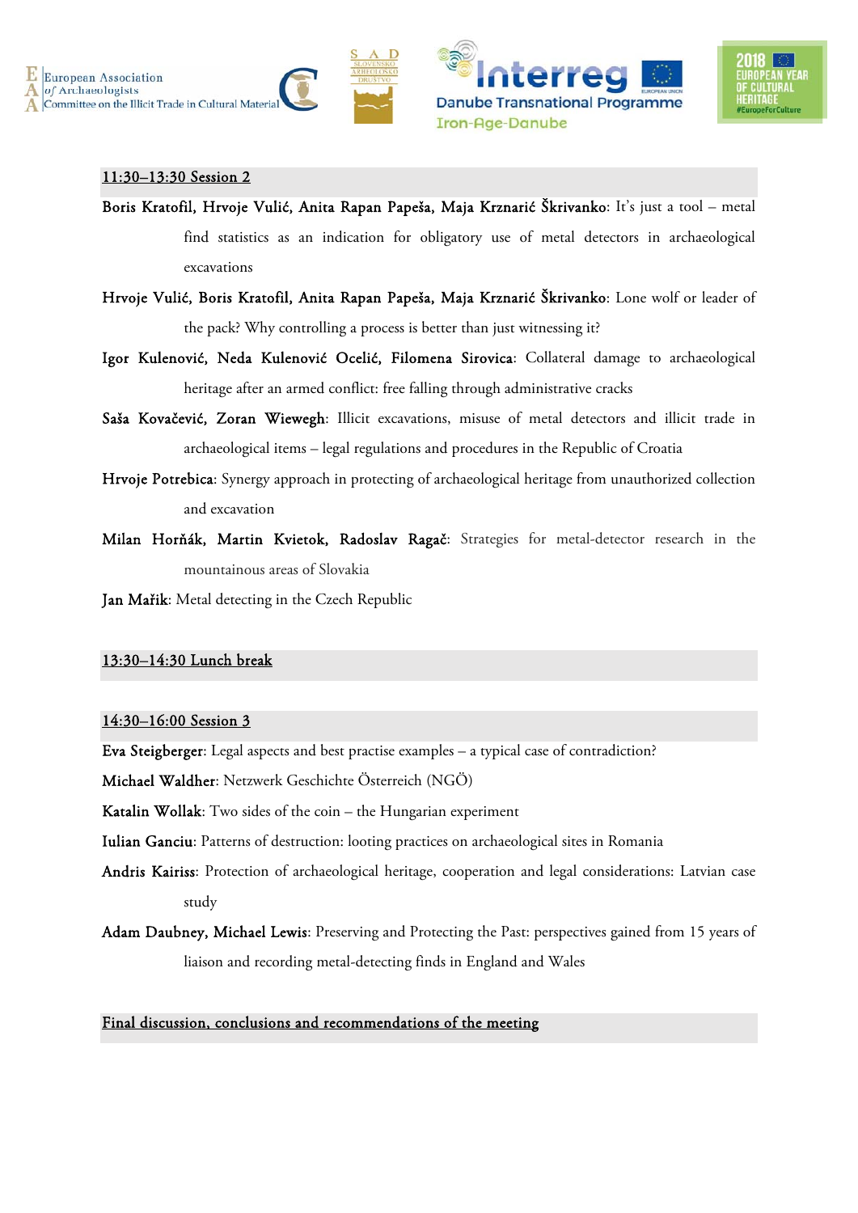## 11:30–13:30 Session 2

**Boris Kratofil, Hrvoje Vulić, Anita Rapan Papeša, Maja Krznarić Škrivanko**: It's just a tool – metal find statistics as an indication for obligatory use of metal detectors in archaeological excavations

**Hrvoje Vulić, Boris Kratofil, Anita Rapan Papeša, Maja Krznarić Škrivanko**: Lone wolf or leader of the pack? Why controlling a process is better than just witnessing it?

**Igor Kulenović, Neda Kulenović Ocelić, Filomena Sirovica**: Collateral damage to archaeological heritage after an armed conflict: free falling through administrative cracks

**Saša Kovačević, Zoran Wiewegh**: Illicit excavations, misuse of metal detectors and illicit trade in archaeological items – legal regulations and procedures in the Republic of Croatia

**Hrvoje Potrebica**: Synergy approach in protecting of archaeological heritage from unauthorized collection and excavation

**Milan Horňák, Martin Kvietok, Radoslav Ragač**: Strategies for metal-detector research in the mountainous areas of Slovakia

**Jan Mařik**: Metal detecting in the Czech Republic

## 13:30–14:30 Lunch break

## 14:30–16:00 Session 3

**Eva Steigberger**: Legal aspects and best practise examples – a typical case of contradiction?

**Michael Waldher**: Netzwerk Geschichte Österreich (NGÖ)

**Katalin Wollak**: Two sides of the coin – the Hungarian experiment

**Iulian Ganciu**: Patterns of destruction: looting practices on archaeological sites in Romania

**Andris Kairiss**: Protection of archaeological heritage, cooperation and legal considerations: Latvian case study

**Adam Daubney, Michael Lewis**: Preserving and Protecting the Past: perspectives gained from 15 years of liaison and recording metal-detecting finds in England and Wales

## Final discussion, conclusions and recommendations of the meeting